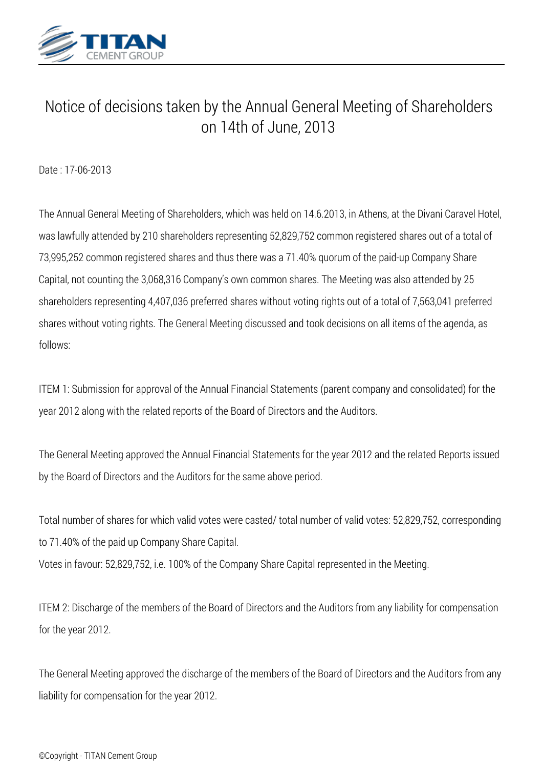# Notice of decisions taken by the Annual General Meeting of Shareholders on 14th of June, 2013

Date : 17-06-2013

The Annual General Meeting of Shareholders, which was held on 14.6.2013, in Athens, at the Divani Caravel Hotel, was lawfully attended by 210 shareholders representing 52,829,752 common registered shares out of a total of 73,995,252 common registered shares and thus there was a 71.40% quorum of the paid-up Company Share Capital, not counting the 3,068,316 Company's own common shares. The Meeting was also attended by 25 shareholders representing 4,407,036 preferred shares without voting rights out of a total of 7,563,041 preferred shares without voting rights. The General Meeting discussed and took decisions on all items of the agenda, as follows:

ITEM 1: Submission for approval of the Annual Financial Statements (parent company and consolidated) for the year 2012 along with the related reports of the Board of Directors and the Auditors.

The General Meeting approved the Annual Financial Statements for the year 2012 and the related Reports issued by the Board of Directors and the Auditors for the same above period.

Total number of shares for which valid votes were casted/ total number of valid votes: 52,829,752, corresponding to 71.40% of the paid up Company Share Capital.
Votes in favour: 52,829,752, i.e. 100% of the Company Share Capital represented in the Meeting.

ITEM 2: Discharge of the members of the Board of Directors and the Auditors from any liability for compensation for the year 2012.

The General Meeting approved the discharge of the members of the Board of Directors and the Auditors from any liability for compensation for the year 2012.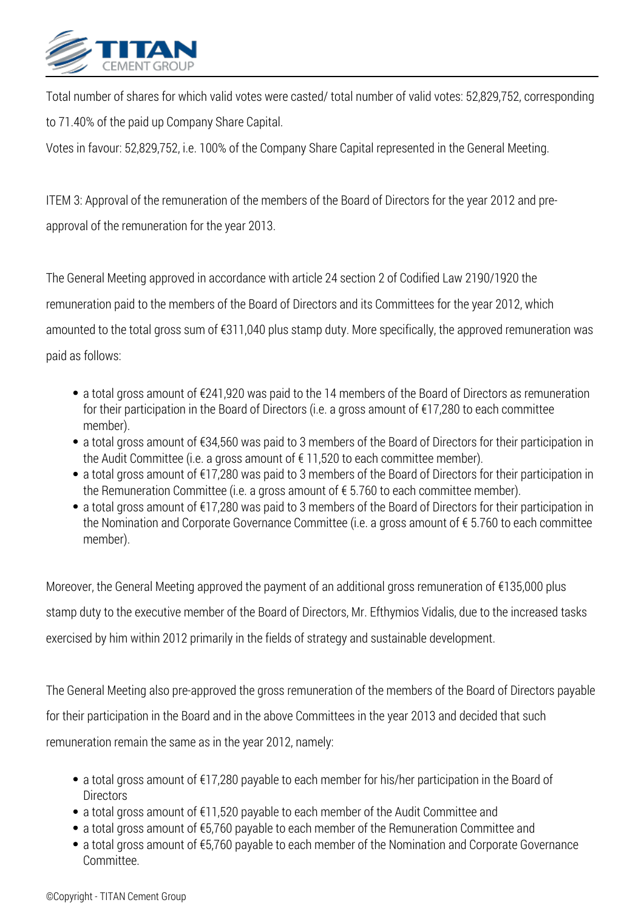Total number of shares for which valid votes were casted/ total number of valid votes: 52,829,752, corresponding to 71.40% of the paid up Company Share Capital.

Votes in favour: 52,829,752, i.e. 100% of the Company Share Capital represented in the General Meeting.

ITEM 3: Approval of the remuneration of the members of the Board of Directors for the year 2012 and pre-approval of the remuneration for the year 2013.

The General Meeting approved in accordance with article 24 section 2 of Codified Law 2190/1920 the remuneration paid to the members of the Board of Directors and its Committees for the year 2012, which amounted to the total gross sum of €311,040 plus stamp duty. More specifically, the approved remuneration was paid as follows:

- a total gross amount of €241,920 was paid to the 14 members of the Board of Directors as remuneration for their participation in the Board of Directors (i.e. a gross amount of €17,280 to each committee member).
- a total gross amount of €34,560 was paid to 3 members of the Board of Directors for their participation in the Audit Committee (i.e. a gross amount of € 11,520 to each committee member).
- a total gross amount of €17,280 was paid to 3 members of the Board of Directors for their participation in the Remuneration Committee (i.e. a gross amount of € 5.760 to each committee member).
- a total gross amount of €17,280 was paid to 3 members of the Board of Directors for their participation in the Nomination and Corporate Governance Committee (i.e. a gross amount of € 5.760 to each committee member).

Moreover, the General Meeting approved the payment of an additional gross remuneration of €135,000 plus stamp duty to the executive member of the Board of Directors, Mr. Efthymios Vidalis, due to the increased tasks exercised by him within 2012 primarily in the fields of strategy and sustainable development.

The General Meeting also pre-approved the gross remuneration of the members of the Board of Directors payable for their participation in the Board and in the above Committees in the year 2013 and decided that such remuneration remain the same as in the year 2012, namely:

- a total gross amount of €17,280 payable to each member for his/her participation in the Board of Directors
- a total gross amount of €11,520 payable to each member of the Audit Committee and
- a total gross amount of €5,760 payable to each member of the Remuneration Committee and
- a total gross amount of €5,760 payable to each member of the Nomination and Corporate Governance Committee.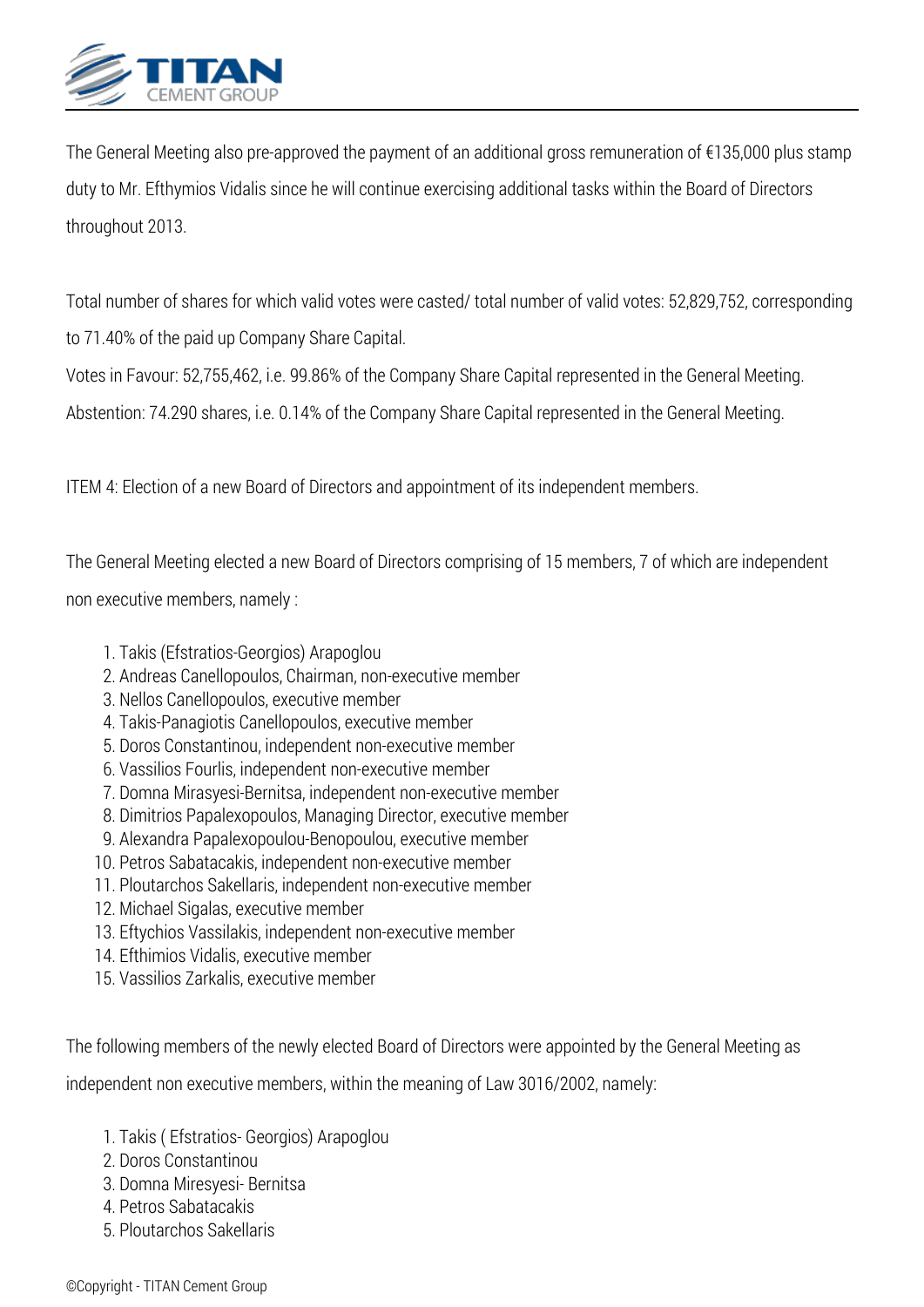The General Meeting also pre-approved the payment of an additional gross remuneration of €135,000 plus stamp duty to Mr. Efthymios Vidalis since he will continue exercising additional tasks within the Board of Directors throughout 2013.

Total number of shares for which valid votes were casted/ total number of valid votes: 52,829,752, corresponding to 71.40% of the paid up Company Share Capital.

Votes in Favour: 52,755,462, i.e. 99.86% of the Company Share Capital represented in the General Meeting.

Abstention: 74.290 shares, i.e. 0.14% of the Company Share Capital represented in the General Meeting.

ITEM 4: Election of a new Board of Directors and appointment of its independent members.

The General Meeting elected a new Board of Directors comprising of 15 members, 7 of which are independent non executive members, namely :

1. Takis (Efstratios-Georgios) Arapoglou
2. Andreas Canellopoulos, Chairman, non-executive member
3. Nellos Canellopoulos, executive member
4. Takis-Panagiotis Canellopoulos, executive member
5. Doros Constantinou, independent non-executive member
6. Vassilios Fourlis, independent non-executive member
7. Domna Mirasyesi-Bernitsa, independent non-executive member
8. Dimitrios Papalexopoulos, Managing Director, executive member
9. Alexandra Papalexopoulou-Benopoulou, executive member
10. Petros Sabatacakis, independent non-executive member
11. Ploutarchos Sakellaris, independent non-executive member
12. Michael Sigalas, executive member
13. Eftychios Vassilakis, independent non-executive member
14. Efthimios Vidalis, executive member
15. Vassilios Zarkalis, executive member

The following members of the newly elected Board of Directors were appointed by the General Meeting as independent non executive members, within the meaning of Law 3016/2002, namely:

1. Takis ( Efstratios- Georgios) Arapoglou
2. Doros Constantinou
3. Domna Miresyesi- Bernitsa
4. Petros Sabatacakis
5. Ploutarchos Sakellaris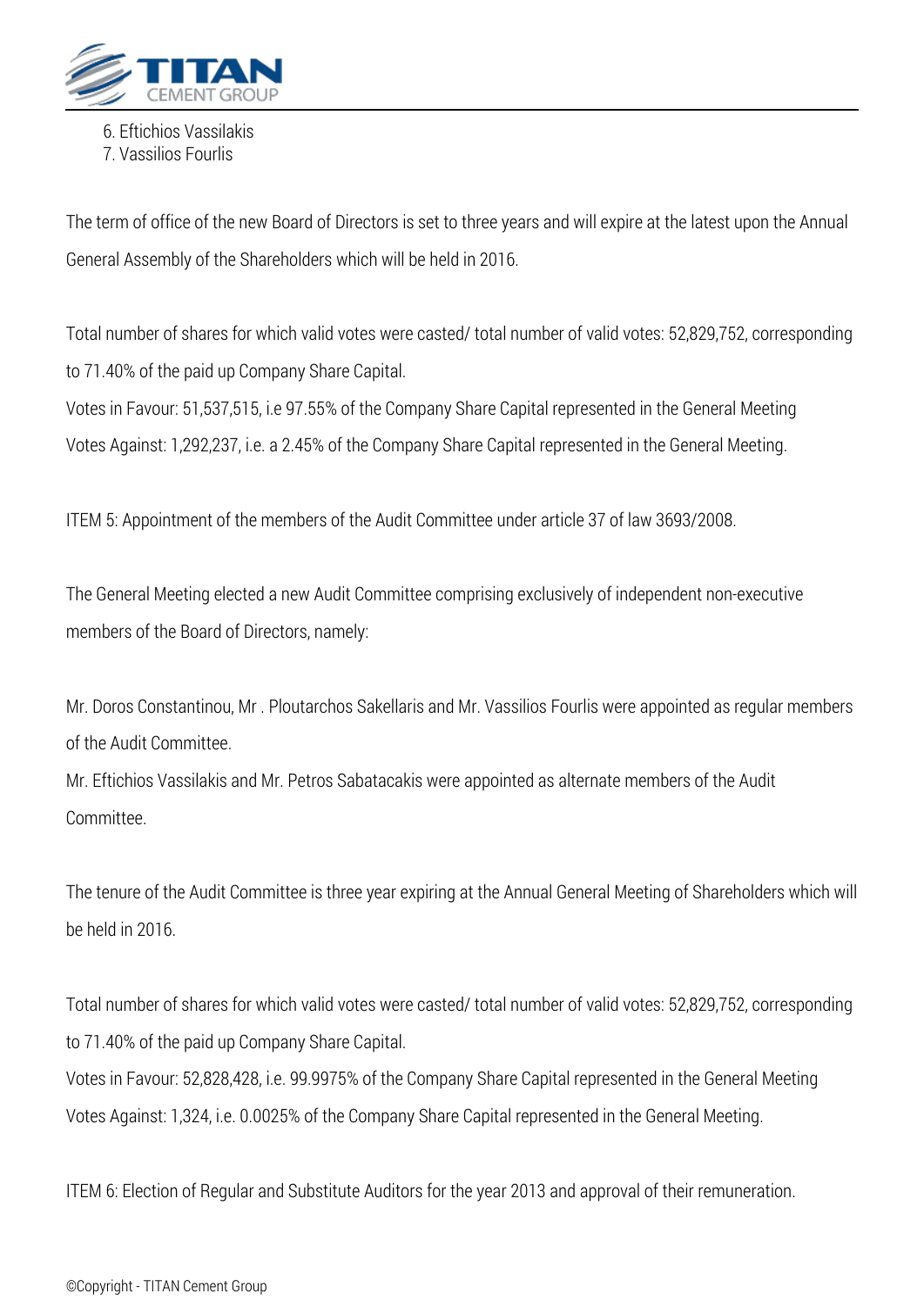6. Eftichios Vassilakis
7. Vassilios Fourlis

The term of office of the new Board of Directors is set to three years and will expire at the latest upon the Annual General Assembly of the Shareholders which will be held in 2016.

Total number of shares for which valid votes were casted/ total number of valid votes: 52,829,752, corresponding to 71.40% of the paid up Company Share Capital.
Votes in Favour: 51,537,515, i.e 97.55% of the Company Share Capital represented in the General Meeting
Votes Against: 1,292,237, i.e. a 2.45% of the Company Share Capital represented in the General Meeting.

ITEM 5: Appointment of the members of the Audit Committee under article 37 of law 3693/2008.

The General Meeting elected a new Audit Committee comprising exclusively of independent non-executive members of the Board of Directors, namely:

Mr. Doros Constantinou, Mr . Ploutarchos Sakellaris and Mr. Vassilios Fourlis were appointed as regular members of the Audit Committee.
Mr. Eftichios Vassilakis and Mr. Petros Sabatacakis were appointed as alternate members of the Audit Committee.

The tenure of the Audit Committee is three year expiring at the Annual General Meeting of Shareholders which will be held in 2016.

Total number of shares for which valid votes were casted/ total number of valid votes: 52,829,752, corresponding to 71.40% of the paid up Company Share Capital.
Votes in Favour: 52,828,428, i.e. 99.9975% of the Company Share Capital represented in the General Meeting
Votes Against: 1,324, i.e. 0.0025% of the Company Share Capital represented in the General Meeting.

ITEM 6: Election of Regular and Substitute Auditors for the year 2013 and approval of their remuneration.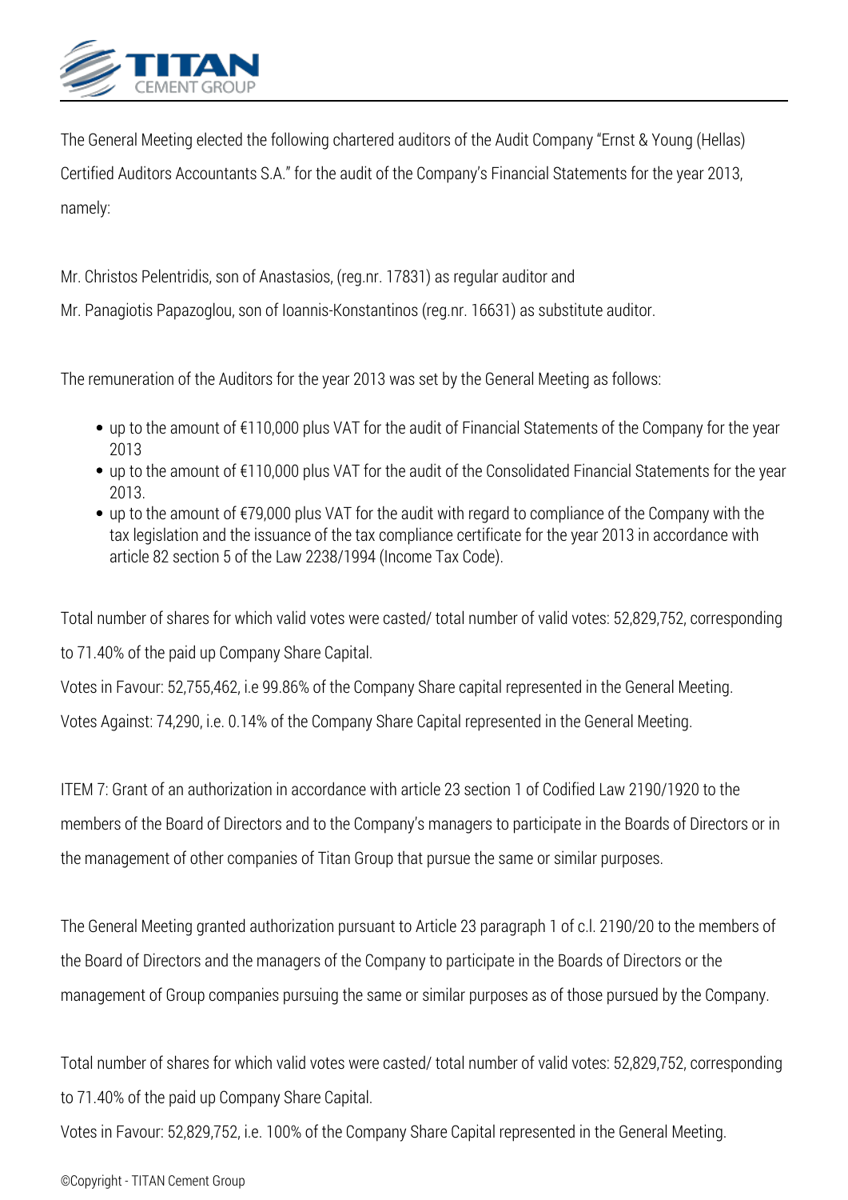The General Meeting elected the following chartered auditors of the Audit Company "Ernst & Young (Hellas) Certified Auditors Accountants S.A." for the audit of the Company's Financial Statements for the year 2013, namely:

Mr. Christos Pelentridis, son of Anastasios, (reg.nr. 17831) as regular auditor and

Mr. Panagiotis Papazoglou, son of Ioannis-Konstantinos (reg.nr. 16631) as substitute auditor.

The remuneration of the Auditors for the year 2013 was set by the General Meeting as follows:

- up to the amount of €110,000 plus VAT for the audit of Financial Statements of the Company for the year 2013
- up to the amount of €110,000 plus VAT for the audit of the Consolidated Financial Statements for the year 2013.
- up to the amount of €79,000 plus VAT for the audit with regard to compliance of the Company with the tax legislation and the issuance of the tax compliance certificate for the year 2013 in accordance with article 82 section 5 of the Law 2238/1994 (Income Tax Code).

Total number of shares for which valid votes were casted/ total number of valid votes: 52,829,752, corresponding to 71.40% of the paid up Company Share Capital.

Votes in Favour: 52,755,462, i.e 99.86% of the Company Share capital represented in the General Meeting.

Votes Against: 74,290, i.e. 0.14% of the Company Share Capital represented in the General Meeting.

ITEM 7: Grant of an authorization in accordance with article 23 section 1 of Codified Law 2190/1920 to the members of the Board of Directors and to the Company's managers to participate in the Boards of Directors or in the management of other companies of Titan Group that pursue the same or similar purposes.

The General Meeting granted authorization pursuant to Article 23 paragraph 1 of c.l. 2190/20 to the members of the Board of Directors and the managers of the Company to participate in the Boards of Directors or the management of Group companies pursuing the same or similar purposes as of those pursued by the Company.

Total number of shares for which valid votes were casted/ total number of valid votes: 52,829,752, corresponding to 71.40% of the paid up Company Share Capital.

Votes in Favour: 52,829,752, i.e. 100% of the Company Share Capital represented in the General Meeting.